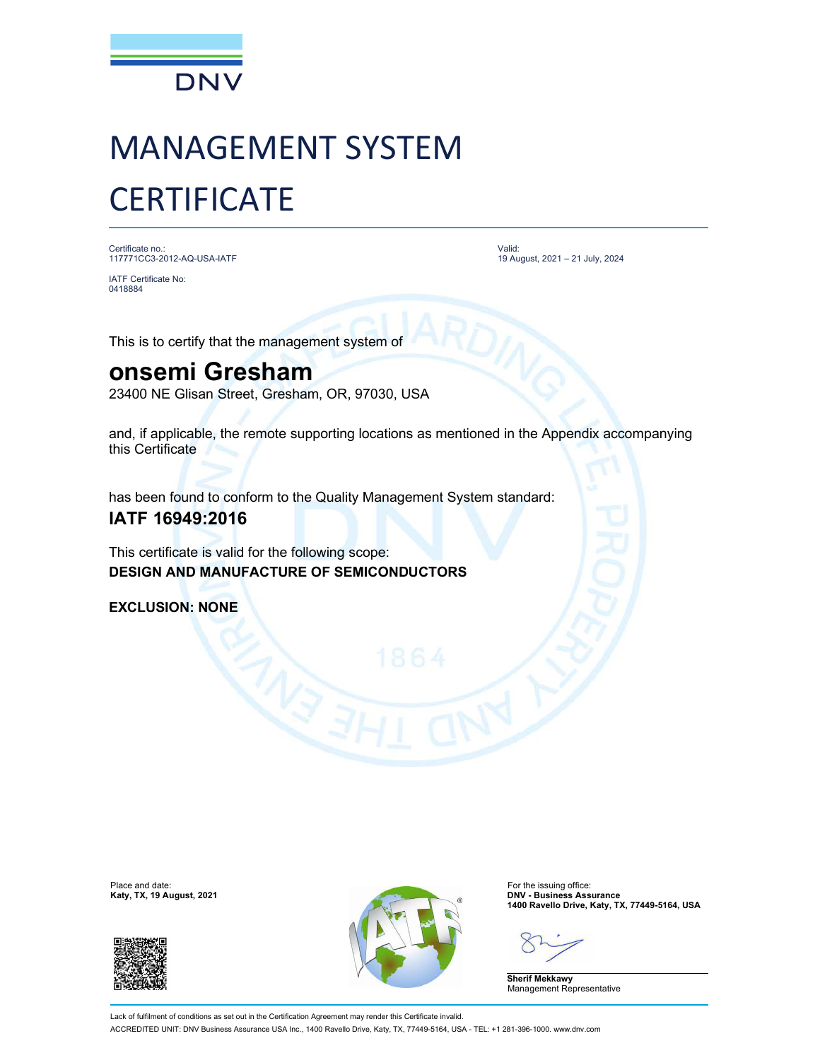DNV

# MANAGEMENT SYSTEM CERTIFICATE

Certificate no.:
117771CC3-2012-AQ-USA-IATF

IATF Certificate No:
0418884

Valid:
19 August, 2021 – 21 July, 2024

This is to certify that the management system of

## onsemi Gresham

23400 NE Glisan Street, Gresham, OR, 97030, USA

and, if applicable, the remote supporting locations as mentioned in the Appendix accompanying this Certificate

has been found to conform to the Quality Management System standard:

**IATF 16949:2016**

This certificate is valid for the following scope:

**DESIGN AND MANUFACTURE OF SEMICONDUCTORS**

**EXCLUSION: NONE**

Place and date:
**Katy, TX, 19 August, 2021**

For the issuing office:
**DNV - Business Assurance**
**1400 Ravello Drive, Katy, TX, 77449-5164, USA**

**Sherif Mekkawy**
Management Representative

Lack of fulfilment of conditions as set out in the Certification Agreement may render this Certificate invalid.

ACCREDITED UNIT: DNV Business Assurance USA Inc., 1400 Ravello Drive, Katy, TX, 77449-5164, USA - TEL: +1 281-396-1000. www.dnv.com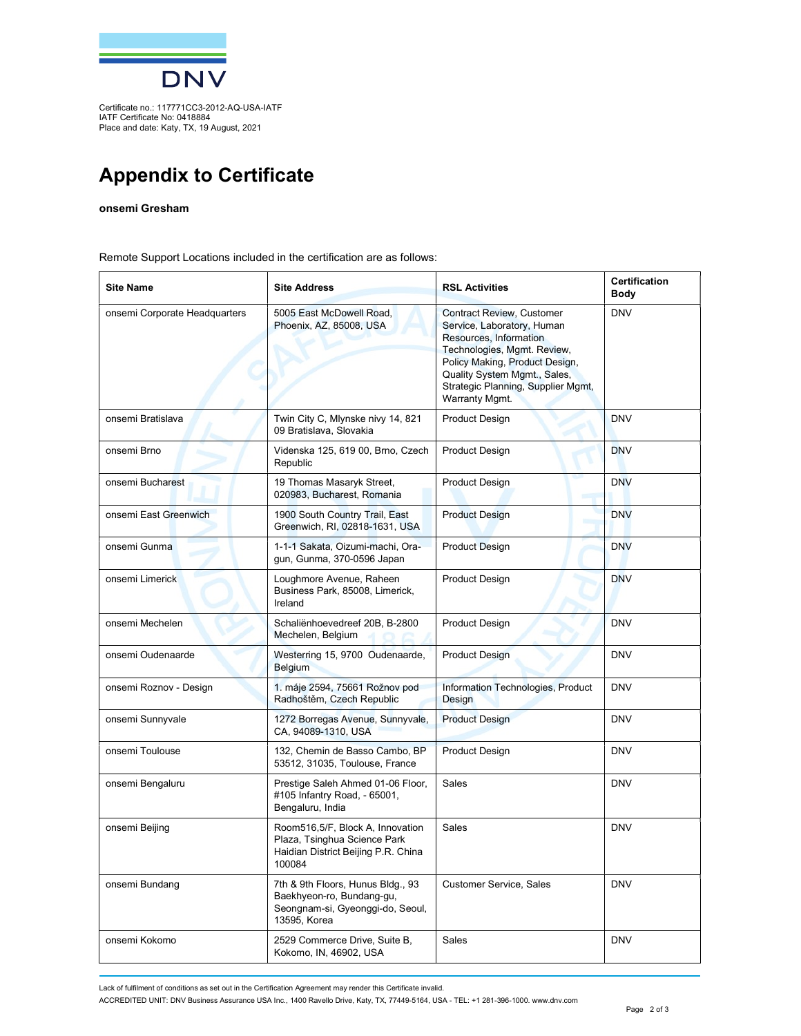Certificate no.: 117771CC3-2012-AQ-USA-IATF
IATF Certificate No: 0418884
Place and date: Katy, TX, 19 August, 2021

# Appendix to Certificate

**onsemi Gresham**

Remote Support Locations included in the certification are as follows:

| Site Name | Site Address | RSL Activities | Certification Body |
|---|---|---|---|
| onsemi Corporate Headquarters | 5005 East McDowell Road, Phoenix, AZ, 85008, USA | Contract Review, Customer Service, Laboratory, Human Resources, Information Technologies, Mgmt. Review, Policy Making, Product Design, Quality System Mgmt., Sales, Strategic Planning, Supplier Mgmt, Warranty Mgmt. | DNV |
| onsemi Bratislava | Twin City C, Mlynske nivy 14, 821 09 Bratislava, Slovakia | Product Design | DNV |
| onsemi Brno | Videnska 125, 619 00, Brno, Czech Republic | Product Design | DNV |
| onsemi Bucharest | 19 Thomas Masaryk Street, 020983, Bucharest, Romania | Product Design | DNV |
| onsemi East Greenwich | 1900 South Country Trail, East Greenwich, RI, 02818-1631, USA | Product Design | DNV |
| onsemi Gunma | 1-1-1 Sakata, Oizumi-machi, Ora-gun, Gunma, 370-0596 Japan | Product Design | DNV |
| onsemi Limerick | Loughmore Avenue, Raheen Business Park, 85008, Limerick, Ireland | Product Design | DNV |
| onsemi Mechelen | Schaliënhoevedreef 20B, B-2800 Mechelen, Belgium | Product Design | DNV |
| onsemi Oudenaarde | Westerring 15, 9700 Oudenaarde, Belgium | Product Design | DNV |
| onsemi Roznov - Design | 1. máje 2594, 75661 Rožnov pod Radhoštěm, Czech Republic | Information Technologies, Product Design | DNV |
| onsemi Sunnyvale | 1272 Borregas Avenue, Sunnyvale, CA, 94089-1310, USA | Product Design | DNV |
| onsemi Toulouse | 132, Chemin de Basso Cambo, BP 53512, 31035, Toulouse, France | Product Design | DNV |
| onsemi Bengaluru | Prestige Saleh Ahmed 01-06 Floor, #105 Infantry Road, - 65001, Bengaluru, India | Sales | DNV |
| onsemi Beijing | Room516,5/F, Block A, Innovation Plaza, Tsinghua Science Park Haidian District Beijing P.R. China 100084 | Sales | DNV |
| onsemi Bundang | 7th & 9th Floors, Hunus Bldg., 93 Baekhyeon-ro, Bundang-gu, Seongnam-si, Gyeonggi-do, Seoul, 13595, Korea | Customer Service, Sales | DNV |
| onsemi Kokomo | 2529 Commerce Drive, Suite B, Kokomo, IN, 46902, USA | Sales | DNV |

Lack of fulfilment of conditions as set out in the Certification Agreement may render this Certificate invalid.

ACCREDITED UNIT: DNV Business Assurance USA Inc., 1400 Ravello Drive, Katy, TX, 77449-5164, USA - TEL: +1 281-396-1000. www.dnv.com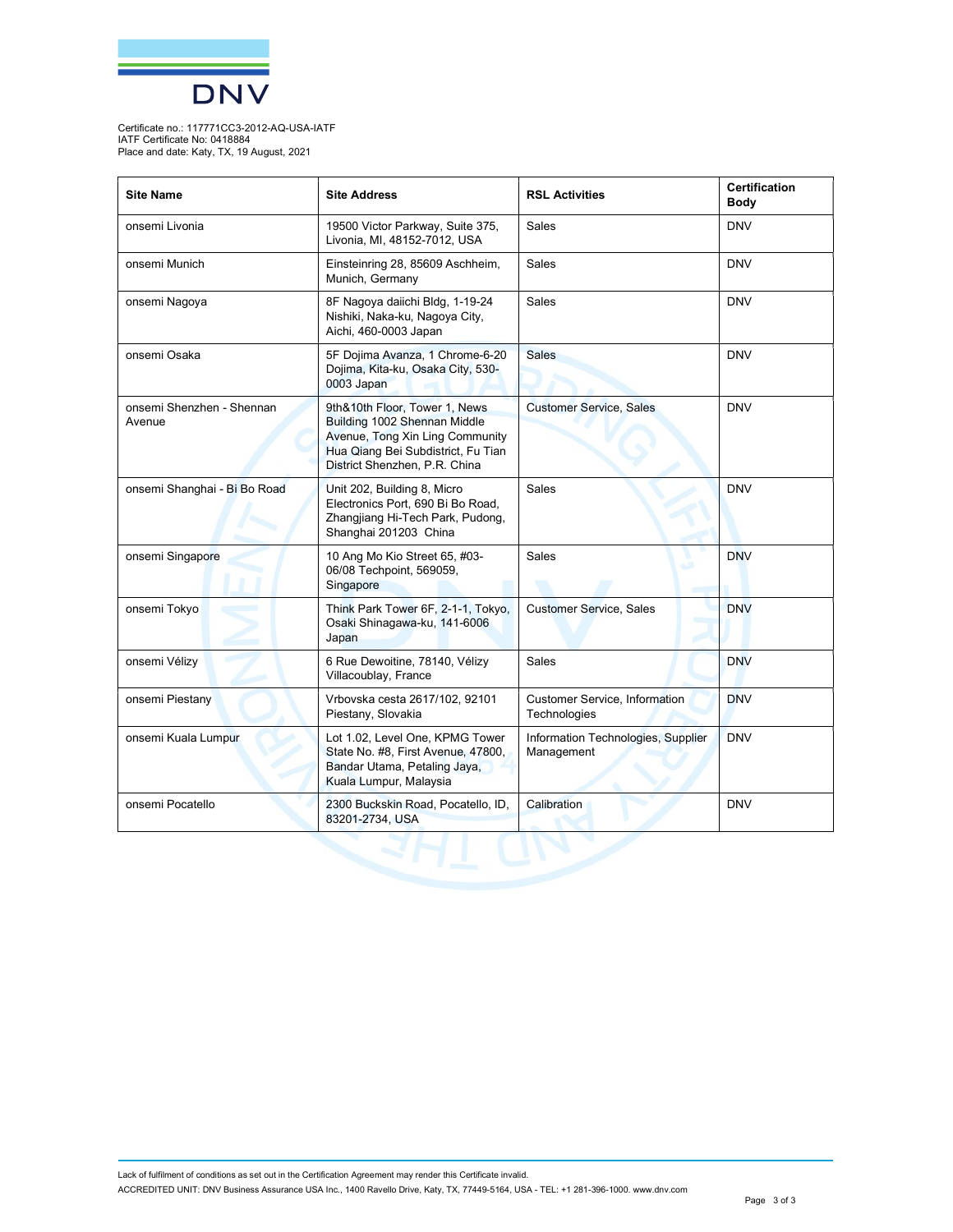Certificate no.: 117771CC3-2012-AQ-USA-IATF
IATF Certificate No: 0418884
Place and date: Katy, TX, 19 August, 2021

| Site Name | Site Address | RSL Activities | Certification Body |
| --- | --- | --- | --- |
| onsemi Livonia | 19500 Victor Parkway, Suite 375, Livonia, MI, 48152-7012, USA | Sales | DNV |
| onsemi Munich | Einsteinring 28, 85609 Aschheim, Munich, Germany | Sales | DNV |
| onsemi Nagoya | 8F Nagoya daiichi Bldg, 1-19-24 Nishiki, Naka-ku, Nagoya City, Aichi, 460-0003 Japan | Sales | DNV |
| onsemi Osaka | 5F Dojima Avanza, 1 Chrome-6-20 Dojima, Kita-ku, Osaka City, 530-0003 Japan | Sales | DNV |
| onsemi Shenzhen - Shennan Avenue | 9th&10th Floor, Tower 1, News Building 1002 Shennan Middle Avenue, Tong Xin Ling Community Hua Qiang Bei Subdistrict, Fu Tian District Shenzhen, P.R. China | Customer Service, Sales | DNV |
| onsemi Shanghai - Bi Bo Road | Unit 202, Building 8, Micro Electronics Port, 690 Bi Bo Road, Zhangjiang Hi-Tech Park, Pudong, Shanghai 201203 China | Sales | DNV |
| onsemi Singapore | 10 Ang Mo Kio Street 65, #03-06/08 Techpoint, 569059, Singapore | Sales | DNV |
| onsemi Tokyo | Think Park Tower 6F, 2-1-1, Tokyo, Osaki Shinagawa-ku, 141-6006 Japan | Customer Service, Sales | DNV |
| onsemi Vélizy | 6 Rue Dewoitine, 78140, Vélizy Villacoublay, France | Sales | DNV |
| onsemi Piestany | Vrbovska cesta 2617/102, 92101 Piestany, Slovakia | Customer Service, Information Technologies | DNV |
| onsemi Kuala Lumpur | Lot 1.02, Level One, KPMG Tower State No. #8, First Avenue, 47800, Bandar Utama, Petaling Jaya, Kuala Lumpur, Malaysia | Information Technologies, Supplier Management | DNV |
| onsemi Pocatello | 2300 Buckskin Road, Pocatello, ID, 83201-2734, USA | Calibration | DNV |

Lack of fulfilment of conditions as set out in the Certification Agreement may render this Certificate invalid.

ACCREDITED UNIT: DNV Business Assurance USA Inc., 1400 Ravello Drive, Katy, TX, 77449-5164, USA - TEL: +1 281-396-1000. www.dnv.com